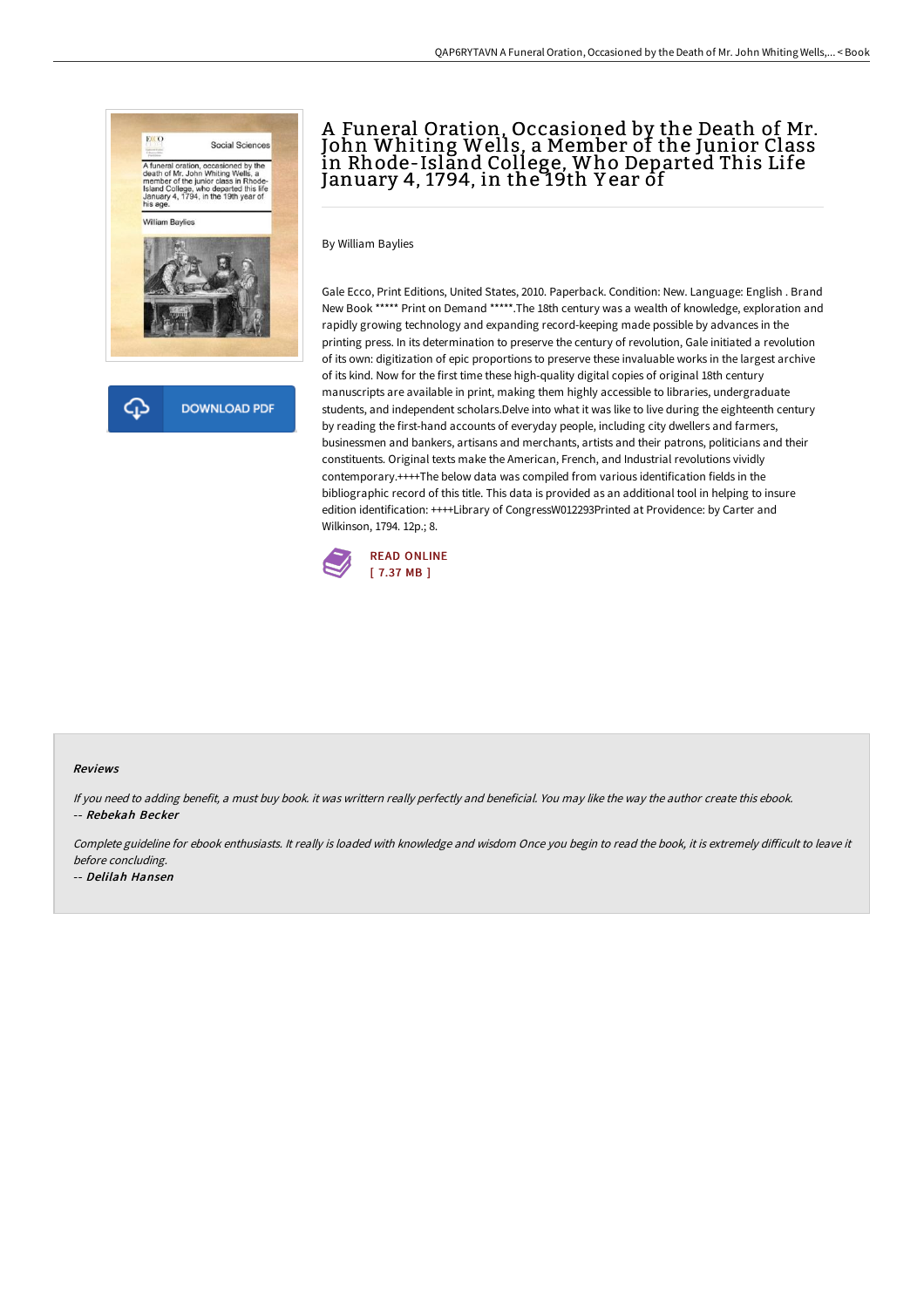# A Funeral Oration, Occasioned by the Death of Mr. John Whiting Wells, a Member of the Junior Class in Rhode-Island College, Who Departed This Life January 4, 1794, in the 19th Year of

DOWNLOAD PDF

By William Baylies

Gale Ecco, Print Editions, United States, 2010. Paperback. Condition: New. Language: English . Brand New Book ***** Print on Demand *****.The 18th century was a wealth of knowledge, exploration and rapidly growing technology and expanding record-keeping made possible by advances in the printing press. In its determination to preserve the century of revolution, Gale initiated a revolution of its own: digitization of epic proportions to preserve these invaluable works in the largest archive of its kind. Now for the first time these high-quality digital copies of original 18th century manuscripts are available in print, making them highly accessible to libraries, undergraduate students, and independent scholars.Delve into what it was like to live during the eighteenth century by reading the first-hand accounts of everyday people, including city dwellers and farmers, businessmen and bankers, artisans and merchants, artists and their patrons, politicians and their constituents. Original texts make the American, French, and Industrial revolutions vividly contemporary.++++The below data was compiled from various identification fields in the bibliographic record of this title. This data is provided as an additional tool in helping to insure edition identification: ++++Library of CongressW012293Printed at Providence: by Carter and Wilkinson, 1794. 12p.; 8.

READ ONLINE
[ 7.37 MB ]

### Reviews

*If you need to adding benefit, a must buy book. it was writtern really perfectly and beneficial. You may like the way the author create this ebook.*

-- ***Rebekah Becker***

*Complete guideline for ebook enthusiasts. It really is loaded with knowledge and wisdom Once you begin to read the book, it is extremely difficult to leave it before concluding.*

-- ***Delilah Hansen***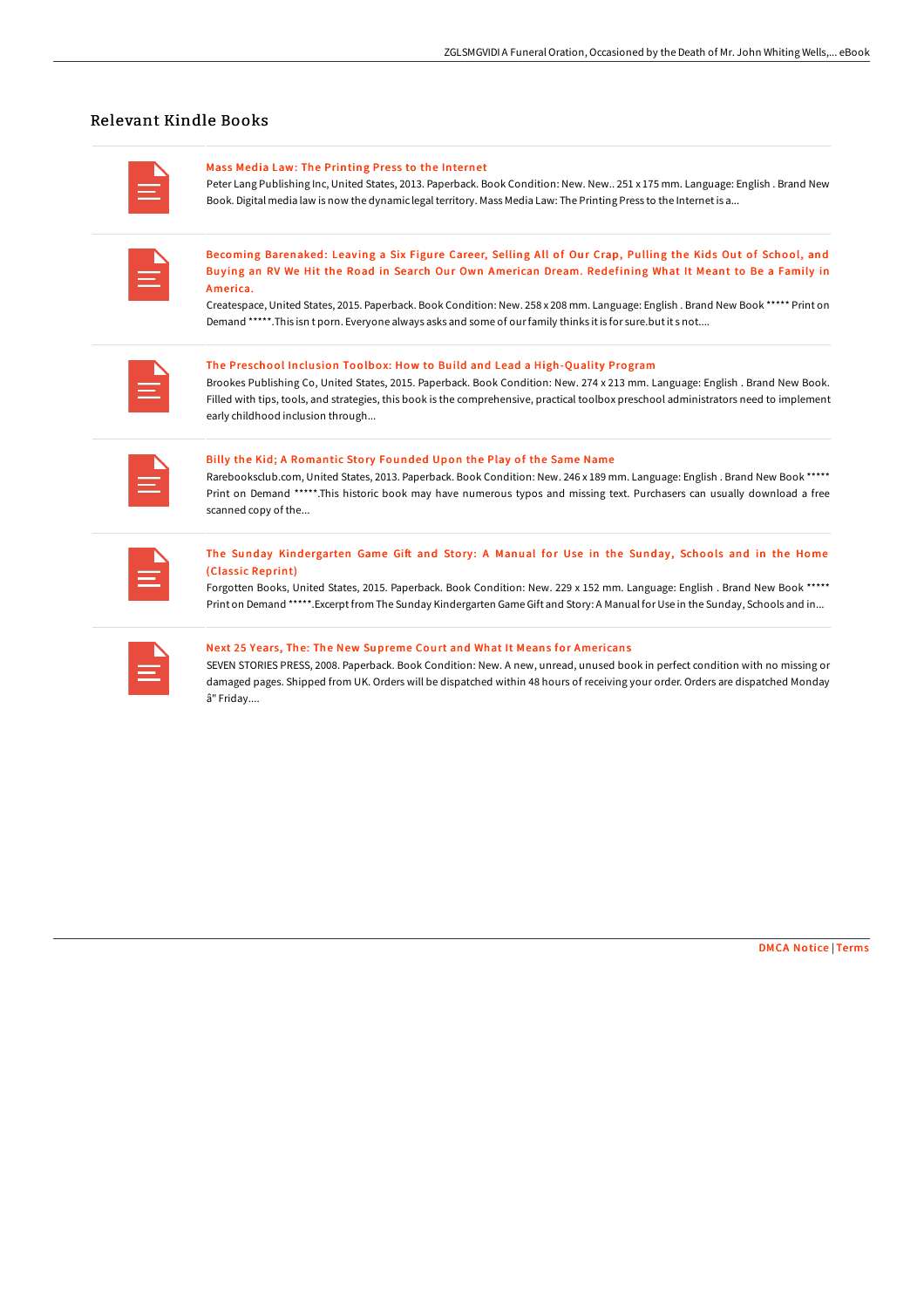## Relevant Kindle Books

### Mass Media Law: The Printing Press to the Internet

Peter Lang Publishing Inc, United States, 2013. Paperback. Book Condition: New. New.. 251 x 175 mm. Language: English . Brand New Book. Digital media law is now the dynamic legal territory. Mass Media Law: The Printing Press to the Internet is a...

### Becoming Barenaked: Leaving a Six Figure Career, Selling All of Our Crap, Pulling the Kids Out of School, and Buying an RV We Hit the Road in Search Our Own American Dream. Redefining What It Meant to Be a Family in America.

Createspace, United States, 2015. Paperback. Book Condition: New. 258 x 208 mm. Language: English . Brand New Book ***** Print on Demand *****.This isn t porn. Everyone always asks and some of our family thinks it is for sure.but it s not....

### The Preschool Inclusion Toolbox: How to Build and Lead a High-Quality Program

Brookes Publishing Co, United States, 2015. Paperback. Book Condition: New. 274 x 213 mm. Language: English . Brand New Book. Filled with tips, tools, and strategies, this book is the comprehensive, practical toolbox preschool administrators need to implement early childhood inclusion through...

### Billy the Kid; A Romantic Story Founded Upon the Play of the Same Name

Rarebooksclub.com, United States, 2013. Paperback. Book Condition: New. 246 x 189 mm. Language: English . Brand New Book ***** Print on Demand *****.This historic book may have numerous typos and missing text. Purchasers can usually download a free scanned copy of the...

### The Sunday Kindergarten Game Gift and Story: A Manual for Use in the Sunday, Schools and in the Home (Classic Reprint)

Forgotten Books, United States, 2015. Paperback. Book Condition: New. 229 x 152 mm. Language: English . Brand New Book ***** Print on Demand *****.Excerpt from The Sunday Kindergarten Game Gift and Story: A Manual for Use in the Sunday, Schools and in...

### Next 25 Years, The: The New Supreme Court and What It Means for Americans

SEVEN STORIES PRESS, 2008. Paperback. Book Condition: New. A new, unread, unused book in perfect condition with no missing or damaged pages. Shipped from UK. Orders will be dispatched within 48 hours of receiving your order. Orders are dispatched Monday â" Friday....